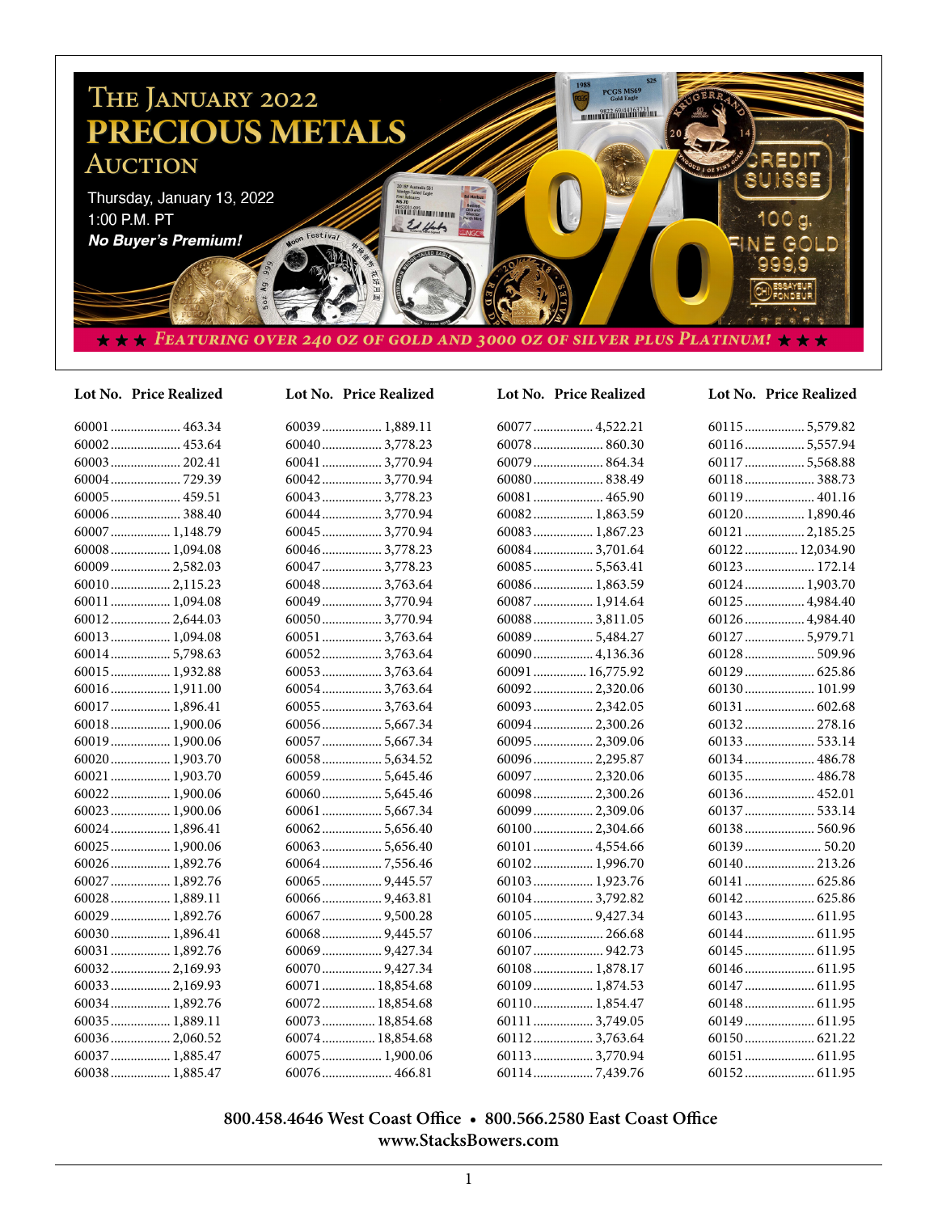# The January 2022 Precious Metals Auction

Thursday, January 13, 2022
1:00 P.M. PT
***No Buyer's Premium!***

★★★ *Featuring over 240 oz of gold and 3000 oz of silver plus Platinum!* ★★★

| Lot No. | Price Realized |
|---|---|
| 60001 | 463.34 |
| 60002 | 453.64 |
| 60003 | 202.41 |
| 60004 | 729.39 |
| 60005 | 459.51 |
| 60006 | 388.40 |
| 60007 | 1,148.79 |
| 60008 | 1,094.08 |
| 60009 | 2,582.03 |
| 60010 | 2,115.23 |
| 60011 | 1,094.08 |
| 60012 | 2,644.03 |
| 60013 | 1,094.08 |
| 60014 | 5,798.63 |
| 60015 | 1,932.88 |
| 60016 | 1,911.00 |
| 60017 | 1,896.41 |
| 60018 | 1,900.06 |
| 60019 | 1,900.06 |
| 60020 | 1,903.70 |
| 60021 | 1,903.70 |
| 60022 | 1,900.06 |
| 60023 | 1,900.06 |
| 60024 | 1,896.41 |
| 60025 | 1,900.06 |
| 60026 | 1,892.76 |
| 60027 | 1,892.76 |
| 60028 | 1,889.11 |
| 60029 | 1,892.76 |
| 60030 | 1,896.41 |
| 60031 | 1,892.76 |
| 60032 | 2,169.93 |
| 60033 | 2,169.93 |
| 60034 | 1,892.76 |
| 60035 | 1,889.11 |
| 60036 | 2,060.52 |
| 60037 | 1,885.47 |
| 60038 | 1,885.47 |
| 60039 | 1,889.11 |
| 60040 | 3,778.23 |
| 60041 | 3,770.94 |
| 60042 | 3,770.94 |
| 60043 | 3,778.23 |
| 60044 | 3,770.94 |
| 60045 | 3,770.94 |
| 60046 | 3,778.23 |
| 60047 | 3,778.23 |
| 60048 | 3,763.64 |
| 60049 | 3,770.94 |
| 60050 | 3,770.94 |
| 60051 | 3,763.64 |
| 60052 | 3,763.64 |
| 60053 | 3,763.64 |
| 60054 | 3,763.64 |
| 60055 | 3,763.64 |
| 60056 | 5,667.34 |
| 60057 | 5,667.34 |
| 60058 | 5,634.52 |
| 60059 | 5,645.46 |
| 60060 | 5,645.46 |
| 60061 | 5,667.34 |
| 60062 | 5,656.40 |
| 60063 | 5,656.40 |
| 60064 | 7,556.46 |
| 60065 | 9,445.57 |
| 60066 | 9,463.81 |
| 60067 | 9,500.28 |
| 60068 | 9,445.57 |
| 60069 | 9,427.34 |
| 60070 | 9,427.34 |
| 60071 | 18,854.68 |
| 60072 | 18,854.68 |
| 60073 | 18,854.68 |
| 60074 | 18,854.68 |
| 60075 | 1,900.06 |
| 60076 | 466.81 |
| 60077 | 4,522.21 |
| 60078 | 860.30 |
| 60079 | 864.34 |
| 60080 | 838.49 |
| 60081 | 465.90 |
| 60082 | 1,863.59 |
| 60083 | 1,867.23 |
| 60084 | 3,701.64 |
| 60085 | 5,563.41 |
| 60086 | 1,863.59 |
| 60087 | 1,914.64 |
| 60088 | 3,811.05 |
| 60089 | 5,484.27 |
| 60090 | 4,136.36 |
| 60091 | 16,775.92 |
| 60092 | 2,320.06 |
| 60093 | 2,342.05 |
| 60094 | 2,300.26 |
| 60095 | 2,309.06 |
| 60096 | 2,295.87 |
| 60097 | 2,320.06 |
| 60098 | 2,300.26 |
| 60099 | 2,309.06 |
| 60100 | 2,304.66 |
| 60101 | 4,554.66 |
| 60102 | 1,996.70 |
| 60103 | 1,923.76 |
| 60104 | 3,792.82 |
| 60105 | 9,427.34 |
| 60106 | 266.68 |
| 60107 | 942.73 |
| 60108 | 1,878.17 |
| 60109 | 1,874.53 |
| 60110 | 1,854.47 |
| 60111 | 3,749.05 |
| 60112 | 3,763.64 |
| 60113 | 3,770.94 |
| 60114 | 7,439.76 |
| 60115 | 5,579.82 |
| 60116 | 5,557.94 |
| 60117 | 5,568.88 |
| 60118 | 388.73 |
| 60119 | 401.16 |
| 60120 | 1,890.46 |
| 60121 | 2,185.25 |
| 60122 | 12,034.90 |
| 60123 | 172.14 |
| 60124 | 1,903.70 |
| 60125 | 4,984.40 |
| 60126 | 4,984.40 |
| 60127 | 5,979.71 |
| 60128 | 509.96 |
| 60129 | 625.86 |
| 60130 | 101.99 |
| 60131 | 602.68 |
| 60132 | 278.16 |
| 60133 | 533.14 |
| 60134 | 486.78 |
| 60135 | 486.78 |
| 60136 | 452.01 |
| 60137 | 533.14 |
| 60138 | 560.96 |
| 60139 | 50.20 |
| 60140 | 213.26 |
| 60141 | 625.86 |
| 60142 | 625.86 |
| 60143 | 611.95 |
| 60144 | 611.95 |
| 60145 | 611.95 |
| 60146 | 611.95 |
| 60147 | 611.95 |
| 60148 | 611.95 |
| 60149 | 611.95 |
| 60150 | 621.22 |
| 60151 | 611.95 |
| 60152 | 611.95 |

**800.458.4646 West Coast Office • 800.566.2580 East Coast Office**
**www.StacksBowers.com**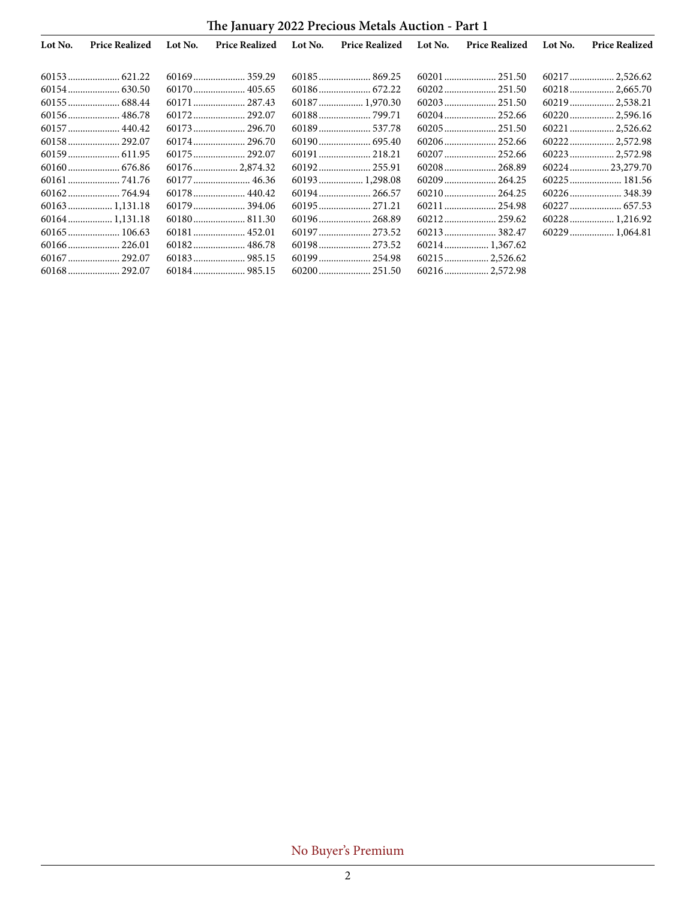# The January 2022 Precious Metals Auction - Part 1

| Lot No. | Price Realized | Lot No. | Price Realized | Lot No. | Price Realized | Lot No. | Price Realized | Lot No. | Price Realized |
|---|---|---|---|---|---|---|---|---|---|
| 60153 | 621.22 | 60169 | 359.29 | 60185 | 869.25 | 60201 | 251.50 | 60217 | 2,526.62 |
| 60154 | 630.50 | 60170 | 405.65 | 60186 | 672.22 | 60202 | 251.50 | 60218 | 2,665.70 |
| 60155 | 688.44 | 60171 | 287.43 | 60187 | 1,970.30 | 60203 | 251.50 | 60219 | 2,538.21 |
| 60156 | 486.78 | 60172 | 292.07 | 60188 | 799.71 | 60204 | 252.66 | 60220 | 2,596.16 |
| 60157 | 440.42 | 60173 | 296.70 | 60189 | 537.78 | 60205 | 251.50 | 60221 | 2,526.62 |
| 60158 | 292.07 | 60174 | 296.70 | 60190 | 695.40 | 60206 | 252.66 | 60222 | 2,572.98 |
| 60159 | 611.95 | 60175 | 292.07 | 60191 | 218.21 | 60207 | 252.66 | 60223 | 2,572.98 |
| 60160 | 676.86 | 60176 | 2,874.32 | 60192 | 255.91 | 60208 | 268.89 | 60224 | 23,279.70 |
| 60161 | 741.76 | 60177 | 46.36 | 60193 | 1,298.08 | 60209 | 264.25 | 60225 | 181.56 |
| 60162 | 764.94 | 60178 | 440.42 | 60194 | 266.57 | 60210 | 264.25 | 60226 | 348.39 |
| 60163 | 1,131.18 | 60179 | 394.06 | 60195 | 271.21 | 60211 | 254.98 | 60227 | 657.53 |
| 60164 | 1,131.18 | 60180 | 811.30 | 60196 | 268.89 | 60212 | 259.62 | 60228 | 1,216.92 |
| 60165 | 106.63 | 60181 | 452.01 | 60197 | 273.52 | 60213 | 382.47 | 60229 | 1,064.81 |
| 60166 | 226.01 | 60182 | 486.78 | 60198 | 273.52 | 60214 | 1,367.62 | | |
| 60167 | 292.07 | 60183 | 985.15 | 60199 | 254.98 | 60215 | 2,526.62 | | |
| 60168 | 292.07 | 60184 | 985.15 | 60200 | 251.50 | 60216 | 2,572.98 | | |

No Buyer's Premium